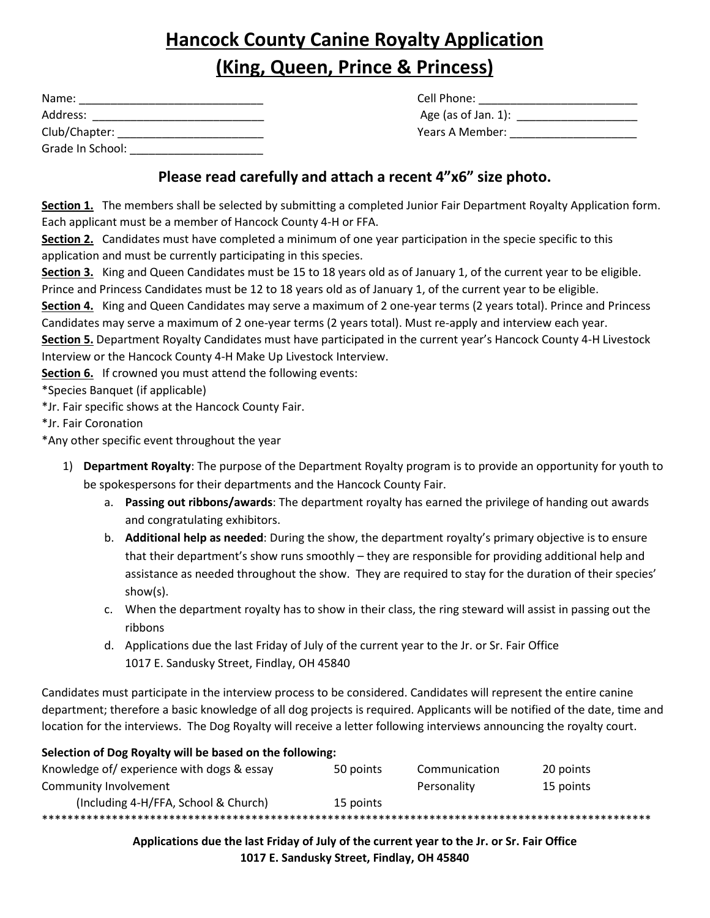# Hancock County Canine Royalty Application
## (King, Queen, Prince & Princess)

Name: _____________________________ Cell Phone: _________________________

Address: ___________________________ Age (as of Jan. 1): ___________________

Club/Chapter: _______________________ Years A Member: ____________________

Grade In School: _____________________

### Please read carefully and attach a recent 4"x6" size photo.

**Section 1.** The members shall be selected by submitting a completed Junior Fair Department Royalty Application form. Each applicant must be a member of Hancock County 4-H or FFA.

**Section 2.** Candidates must have completed a minimum of one year participation in the specie specific to this application and must be currently participating in this species.

**Section 3.** King and Queen Candidates must be 15 to 18 years old as of January 1, of the current year to be eligible. Prince and Princess Candidates must be 12 to 18 years old as of January 1, of the current year to be eligible.

**Section 4.** King and Queen Candidates may serve a maximum of 2 one-year terms (2 years total). Prince and Princess Candidates may serve a maximum of 2 one-year terms (2 years total). Must re-apply and interview each year.

**Section 5.** Department Royalty Candidates must have participated in the current year's Hancock County 4-H Livestock Interview or the Hancock County 4-H Make Up Livestock Interview.

**Section 6.** If crowned you must attend the following events:

*Species Banquet (if applicable)

*Jr. Fair specific shows at the Hancock County Fair.

*Jr. Fair Coronation

*Any other specific event throughout the year

1) **Department Royalty**: The purpose of the Department Royalty program is to provide an opportunity for youth to be spokespersons for their departments and the Hancock County Fair.
   a. **Passing out ribbons/awards**: The department royalty has earned the privilege of handing out awards and congratulating exhibitors.
   b. **Additional help as needed**: During the show, the department royalty's primary objective is to ensure that their department's show runs smoothly – they are responsible for providing additional help and assistance as needed throughout the show. They are required to stay for the duration of their species' show(s).
   c. When the department royalty has to show in their class, the ring steward will assist in passing out the ribbons
   d. Applications due the last Friday of July of the current year to the Jr. or Sr. Fair Office
      1017 E. Sandusky Street, Findlay, OH 45840

Candidates must participate in the interview process to be considered. Candidates will represent the entire canine department; therefore a basic knowledge of all dog projects is required. Applicants will be notified of the date, time and location for the interviews. The Dog Royalty will receive a letter following interviews announcing the royalty court.

**Selection of Dog Royalty will be based on the following:**

| | | | |
|---|---|---|---|
| Knowledge of/ experience with dogs & essay | 50 points | Communication | 20 points |
| Community Involvement (Including 4-H/FFA, School & Church) | 15 points | Personality | 15 points |

**************************************************************************************************

**Applications due the last Friday of July of the current year to the Jr. or Sr. Fair Office**
**1017 E. Sandusky Street, Findlay, OH 45840**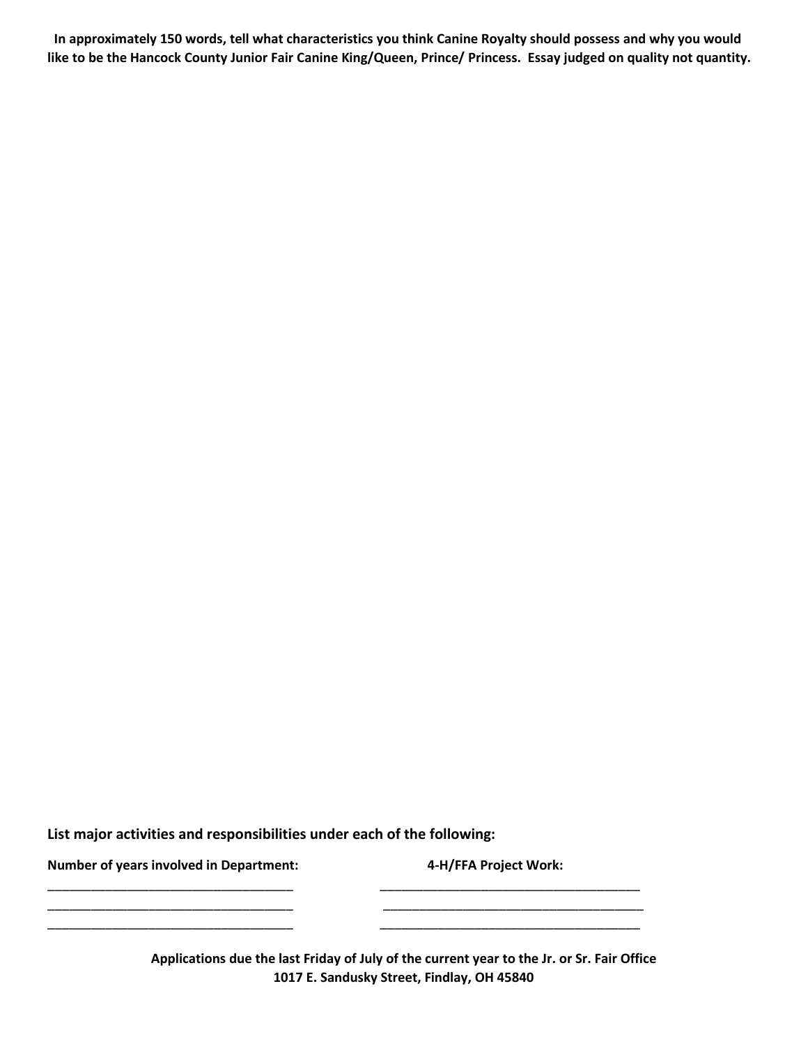**In approximately 150 words, tell what characteristics you think Canine Royalty should possess and why you would like to be the Hancock County Junior Fair Canine King/Queen, Prince/ Princess. Essay judged on quality not quantity.**

**List major activities and responsibilities under each of the following:**

| **Number of years involved in Department:** | **4-H/FFA Project Work:** |
|---|---|
| ___________________________________ | ______________________________________ |
| ___________________________________ | ______________________________________ |
| ___________________________________ | ______________________________________ |

**Applications due the last Friday of July of the current year to the Jr. or Sr. Fair Office**
**1017 E. Sandusky Street, Findlay, OH 45840**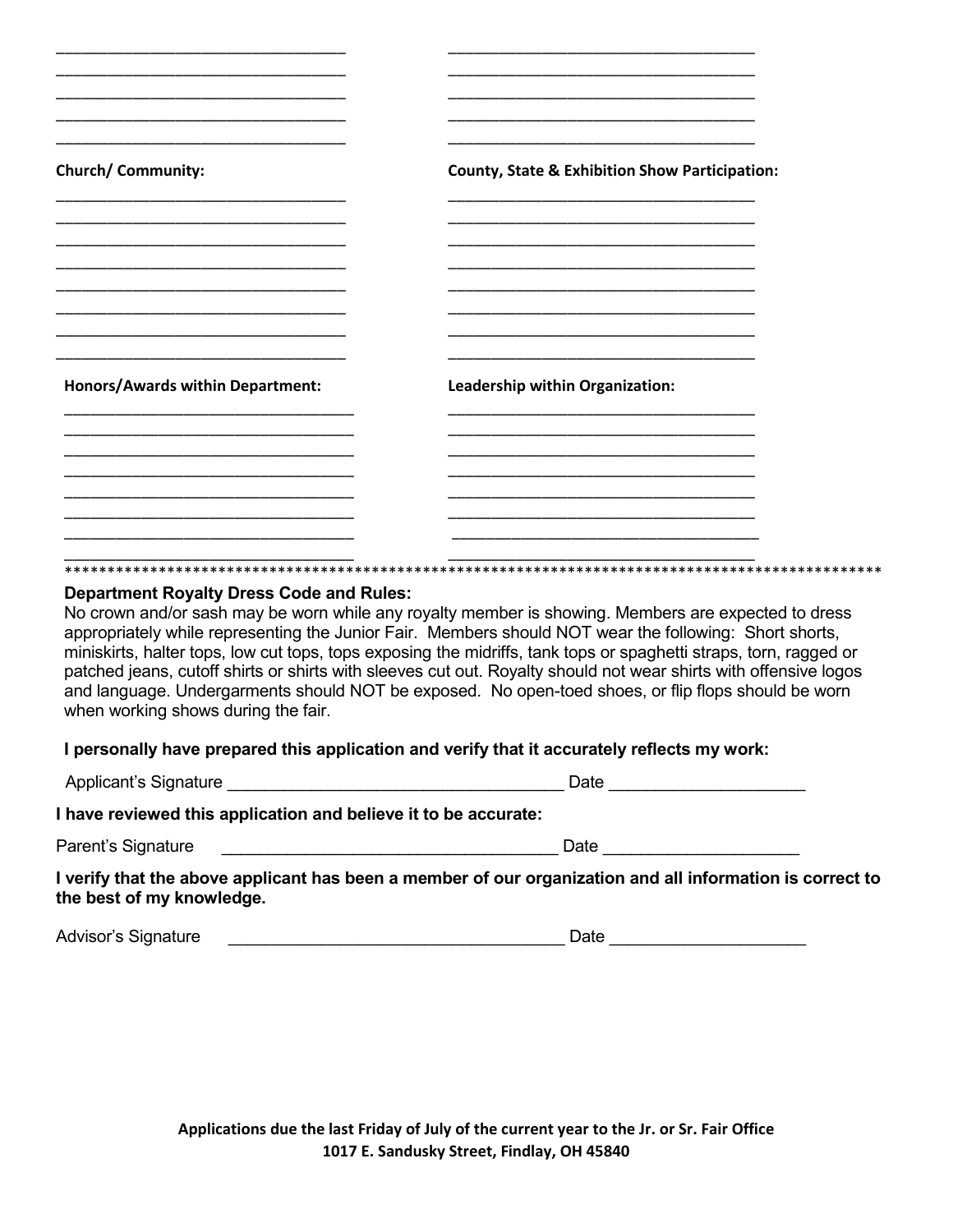_______________________________ _______________________________
_______________________________ _______________________________
_______________________________ _______________________________
_______________________________ _______________________________
_______________________________ _______________________________

**Church/ Community:**

_______________________________
_______________________________
_______________________________
_______________________________
_______________________________
_______________________________
_______________________________
_______________________________

**County, State & Exhibition Show Participation:**

_______________________________
_______________________________
_______________________________
_______________________________
_______________________________
_______________________________
_______________________________
_______________________________

**Honors/Awards within Department:**

_______________________________
_______________________________
_______________________________
_______________________________
_______________________________
_______________________________
_______________________________
_______________________________

**Leadership within Organization:**

_______________________________
_______________________________
_______________________________
_______________________________
_______________________________
_______________________________
_______________________________
_______________________________

******************************************************************************************************

**Department Royalty Dress Code and Rules:**

No crown and/or sash may be worn while any royalty member is showing. Members are expected to dress appropriately while representing the Junior Fair. Members should NOT wear the following: Short shorts, miniskirts, halter tops, low cut tops, tops exposing the midriffs, tank tops or spaghetti straps, torn, ragged or patched jeans, cutoff shirts or shirts with sleeves cut out. Royalty should not wear shirts with offensive logos and language. Undergarments should NOT be exposed. No open-toed shoes, or flip flops should be worn when working shows during the fair.

**I personally have prepared this application and verify that it accurately reflects my work:**

Applicant's Signature ___________________________________ Date ____________________

**I have reviewed this application and believe it to be accurate:**

Parent's Signature ___________________________________ Date ____________________

**I verify that the above applicant has been a member of our organization and all information is correct to the best of my knowledge.**

Advisor's Signature ___________________________________ Date ____________________

**Applications due the last Friday of July of the current year to the Jr. or Sr. Fair Office**
**1017 E. Sandusky Street, Findlay, OH 45840**